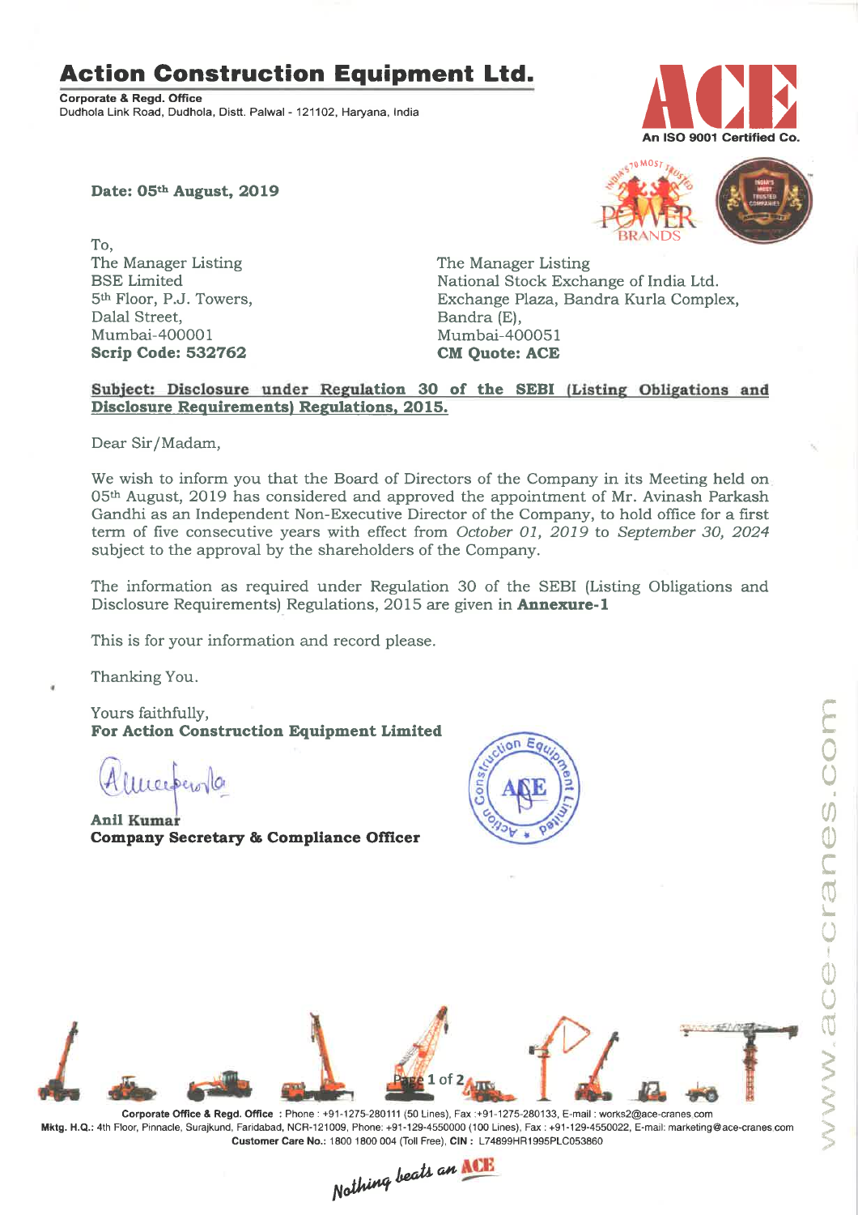# Action Construction Equipment Ltd.

**Corporate & Regd. Office**
Dudhola Link Road, Dudhola, Distt. Palwal - 121102, Haryana, India

An ISO 9001 Certified Co.

**Date: 05th August, 2019**

To,
The Manager Listing
BSE Limited
5th Floor, P.J. Towers,
Dalal Street,
Mumbai-400001
**Scrip Code: 532762**

The Manager Listing
National Stock Exchange of India Ltd.
Exchange Plaza, Bandra Kurla Complex,
Bandra (E),
Mumbai-400051
**CM Quote: ACE**

**Subject: Disclosure under Regulation 30 of the SEBI (Listing Obligations and Disclosure Requirements) Regulations, 2015.**

Dear Sir/Madam,

We wish to inform you that the Board of Directors of the Company in its Meeting held on 05th August, 2019 has considered and approved the appointment of Mr. Avinash Parkash Gandhi as an Independent Non-Executive Director of the Company, to hold office for a first term of five consecutive years with effect from *October 01, 2019* to *September 30, 2024* subject to the approval by the shareholders of the Company.

The information as required under Regulation 30 of the SEBI (Listing Obligations and Disclosure Requirements) Regulations, 2015 are given in **Annexure-1**

This is for your information and record please.

Thanking You.

Yours faithfully,
**For Action Construction Equipment Limited**

**Anil Kumar**
**Company Secretary & Compliance Officer**

**Corporate Office & Regd. Office** : Phone : +91-1275-280111 (50 Lines), Fax :+91-1275-280133, E-mail : works2@ace-cranes.com
**Mktg. H.Q.:** 4th Floor, Pinnacle, Surajkund, Faridabad, NCR-121009, Phone: +91-129-4550000 (100 Lines), Fax : +91-129-4550022, E-mail: marketing@ace-cranes.com
**Customer Care No.:** 1800 1800 004 (Toll Free), **CIN :** L74899HR1995PLC053860

www.ace-cranes.com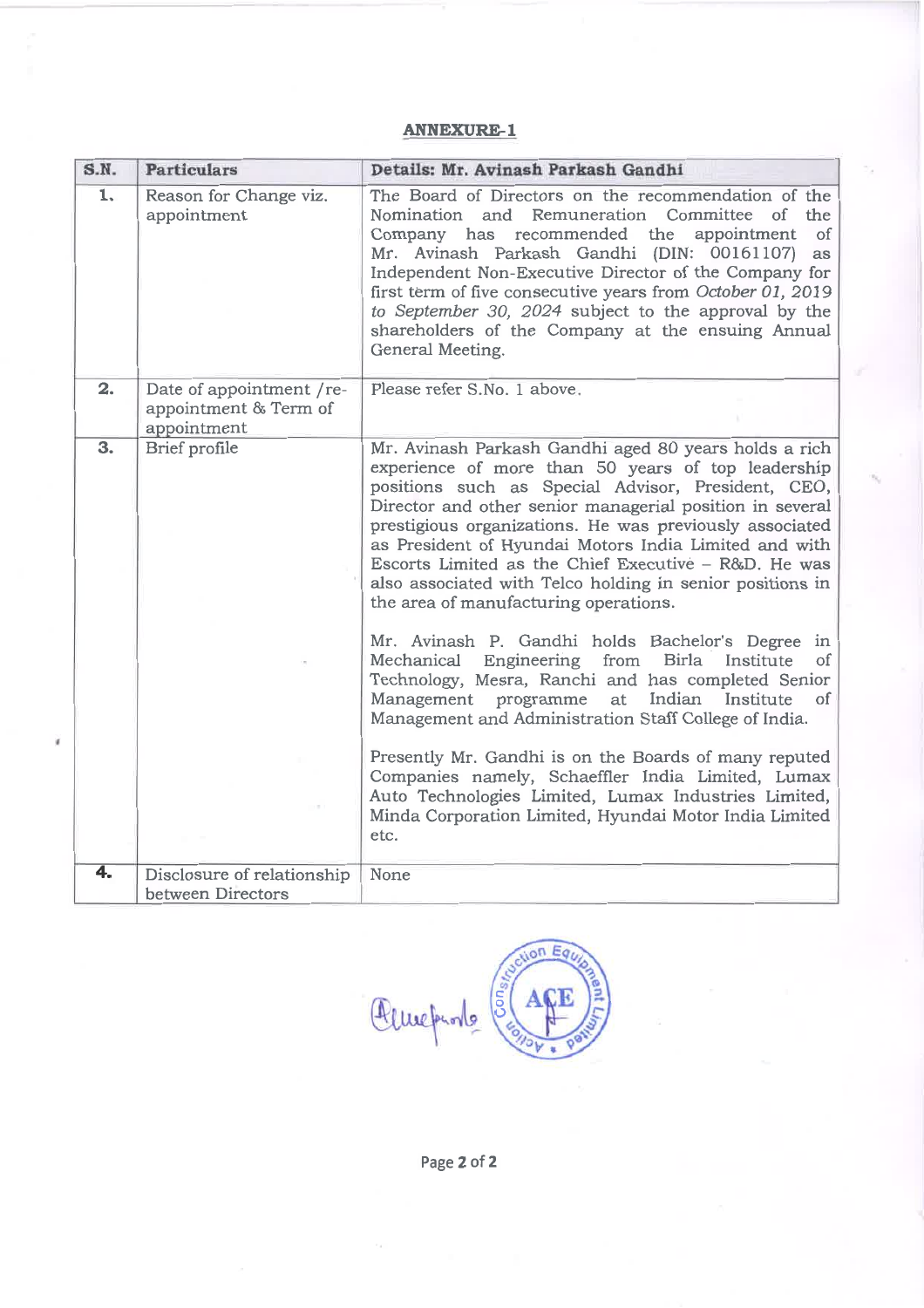## ANNEXURE-1

| S.N. | Particulars | Details: Mr. Avinash Parkash Gandhi |
|---|---|---|
| 1. | Reason for Change viz. appointment | The Board of Directors on the recommendation of the Nomination and Remuneration Committee of the Company has recommended the appointment of Mr. Avinash Parkash Gandhi (DIN: 00161107) as Independent Non-Executive Director of the Company for first term of five consecutive years from *October 01, 2019 to September 30, 2024* subject to the approval by the shareholders of the Company at the ensuing Annual General Meeting. |
| 2. | Date of appointment /re-appointment & Term of appointment | Please refer S.No. 1 above. |
| 3. | Brief profile | Mr. Avinash Parkash Gandhi aged 80 years holds a rich experience of more than 50 years of top leadership positions such as Special Advisor, President, CEO, Director and other senior managerial position in several prestigious organizations. He was previously associated as President of Hyundai Motors India Limited and with Escorts Limited as the Chief Executive – R&D. He was also associated with Telco holding in senior positions in the area of manufacturing operations.<br><br>Mr. Avinash P. Gandhi holds Bachelor's Degree in Mechanical Engineering from Birla Institute of Technology, Mesra, Ranchi and has completed Senior Management programme at Indian Institute of Management and Administration Staff College of India.<br><br>Presently Mr. Gandhi is on the Boards of many reputed Companies namely, Schaeffler India Limited, Lumax Auto Technologies Limited, Lumax Industries Limited, Minda Corporation Limited, Hyundai Motor India Limited etc. |
| 4. | Disclosure of relationship between Directors | None |